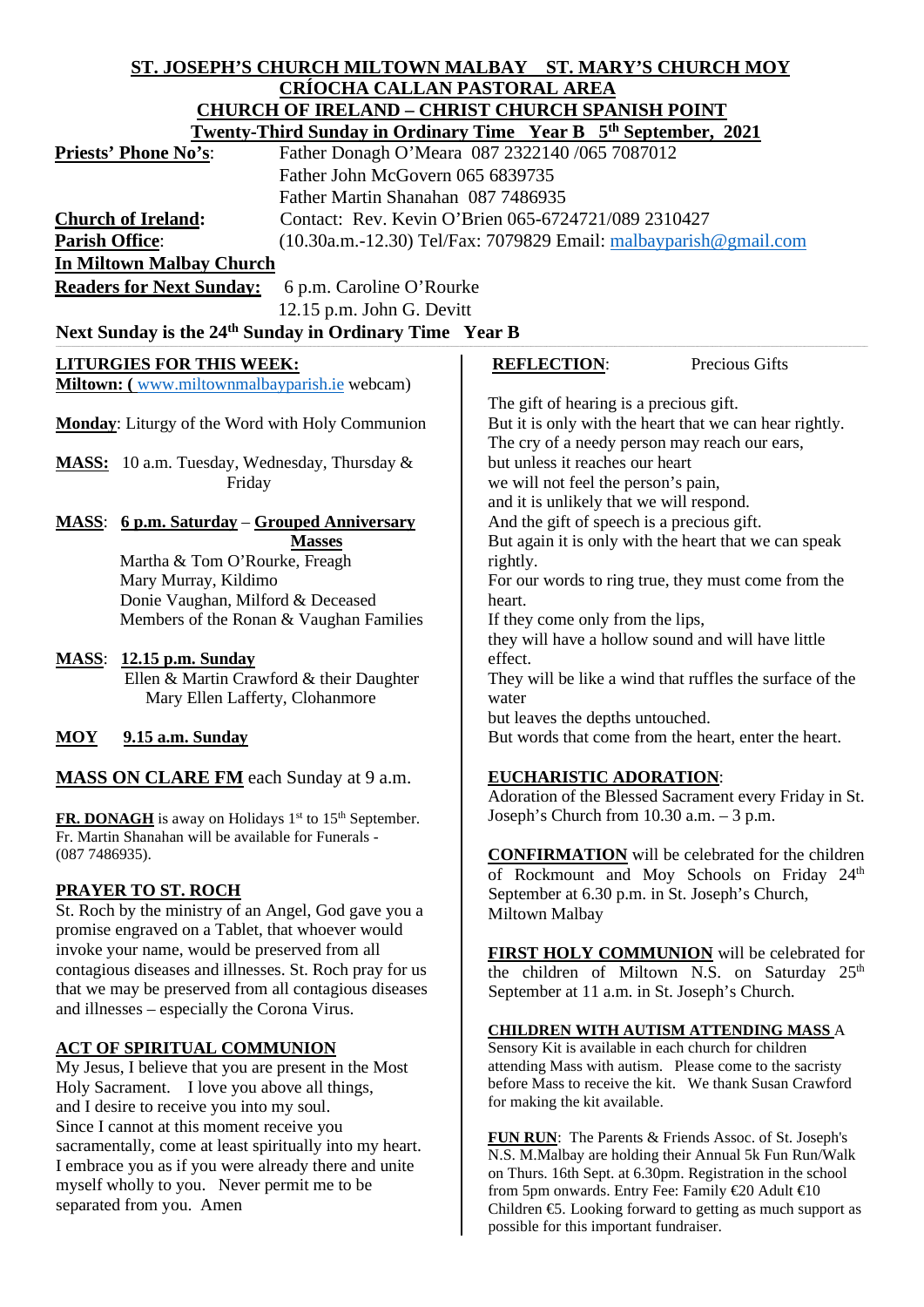# ST. JOSEPH'S CHURCH MILTOWN MALBAY ST. MARY'S CHURCH MOY

## CRÍOCHA CALLAN PASTORAL AREA

## CHURCH OF IRELAND – CHRIST CHURCH SPANISH POINT

### Twenty-Third Sunday in Ordinary Time Year B 5th September, 2021

**Priests' Phone No's**: Father Donagh O'Meara 087 2322140 /065 7087012
Father John McGovern 065 6839735
Father Martin Shanahan 087 7486935

**Church of Ireland**: Contact: Rev. Kevin O'Brien 065-6724721/089 2310427

**Parish Office**: (10.30a.m.-12.30) Tel/Fax: 7079829 Email: malbayparish@gmail.com

**In Miltown Malbay Church**

**Readers for Next Sunday:** 6 p.m. Caroline O'Rourke
12.15 p.m. John G. Devitt

**Next Sunday is the 24th Sunday in Ordinary Time Year B**

**LITURGIES FOR THIS WEEK:**

**Miltown: (** www.miltownmalbayparish.ie webcam)

**Monday**: Liturgy of the Word with Holy Communion

**MASS:** 10 a.m. Tuesday, Wednesday, Thursday & Friday

**MASS**: **6 p.m. Saturday** – **Grouped Anniversary Masses**
Martha & Tom O'Rourke, Freagh
Mary Murray, Kildimo
Donie Vaughan, Milford & Deceased Members of the Ronan & Vaughan Families

**MASS**: **12.15 p.m. Sunday**
Ellen & Martin Crawford & their Daughter Mary Ellen Lafferty, Clohanmore

**MOY** **9.15 a.m. Sunday**

**MASS ON CLARE FM** each Sunday at 9 a.m.

**FR. DONAGH** is away on Holidays 1st to 15th September. Fr. Martin Shanahan will be available for Funerals - (087 7486935).

**PRAYER TO ST. ROCH**

St. Roch by the ministry of an Angel, God gave you a promise engraved on a Tablet, that whoever would invoke your name, would be preserved from all contagious diseases and illnesses. St. Roch pray for us that we may be preserved from all contagious diseases and illnesses – especially the Corona Virus.

**ACT OF SPIRITUAL COMMUNION**

My Jesus, I believe that you are present in the Most Holy Sacrament. I love you above all things,
and I desire to receive you into my soul.
Since I cannot at this moment receive you sacramentally, come at least spiritually into my heart.
I embrace you as if you were already there and unite myself wholly to you. Never permit me to be separated from you. Amen

**REFLECTION**: Precious Gifts

The gift of hearing is a precious gift.
But it is only with the heart that we can hear rightly.
The cry of a needy person may reach our ears,
but unless it reaches our heart
we will not feel the person's pain,
and it is unlikely that we will respond.
And the gift of speech is a precious gift.
But again it is only with the heart that we can speak rightly.
For our words to ring true, they must come from the heart.
If they come only from the lips,
they will have a hollow sound and will have little effect.
They will be like a wind that ruffles the surface of the water
but leaves the depths untouched.
But words that come from the heart, enter the heart.

**EUCHARISTIC ADORATION**:
Adoration of the Blessed Sacrament every Friday in St. Joseph's Church from 10.30 a.m. – 3 p.m.

**CONFIRMATION** will be celebrated for the children of Rockmount and Moy Schools on Friday 24th September at 6.30 p.m. in St. Joseph's Church, Miltown Malbay

**FIRST HOLY COMMUNION** will be celebrated for the children of Miltown N.S. on Saturday 25th September at 11 a.m. in St. Joseph's Church.

**CHILDREN WITH AUTISM ATTENDING MASS** A Sensory Kit is available in each church for children attending Mass with autism. Please come to the sacristy before Mass to receive the kit. We thank Susan Crawford for making the kit available.

**FUN RUN**: The Parents & Friends Assoc. of St. Joseph's N.S. M.Malbay are holding their Annual 5k Fun Run/Walk on Thurs. 16th Sept. at 6.30pm. Registration in the school from 5pm onwards. Entry Fee: Family €20 Adult €10 Children €5. Looking forward to getting as much support as possible for this important fundraiser.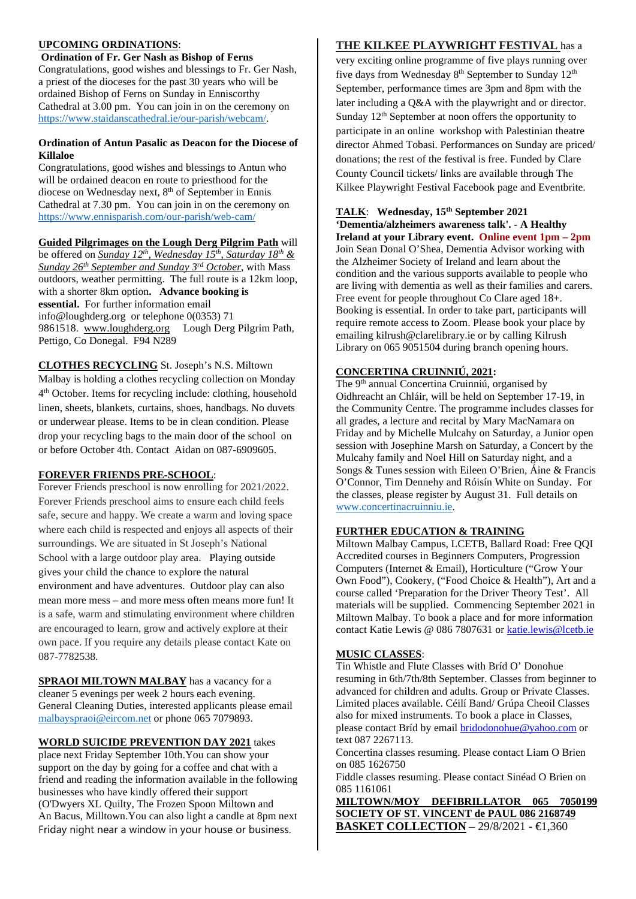**UPCOMING ORDINATIONS**:

**Ordination of Fr. Ger Nash as Bishop of Ferns**

Congratulations, good wishes and blessings to Fr. Ger Nash, a priest of the dioceses for the past 30 years who will be ordained Bishop of Ferns on Sunday in Enniscorthy Cathedral at 3.00 pm. You can join in on the ceremony on https://www.staidanscathedral.ie/our-parish/webcam/.

**Ordination of Antun Pasalic as Deacon for the Diocese of Killaloe**

Congratulations, good wishes and blessings to Antun who will be ordained deacon en route to priesthood for the diocese on Wednesday next, 8th of September in Ennis Cathedral at 7.30 pm. You can join in on the ceremony on https://www.ennisparish.com/our-parish/web-cam/

**Guided Pilgrimages on the Lough Derg Pilgrim Path** will be offered on *Sunday 12th, Wednesday 15th, Saturday 18th & Sunday 26th September and Sunday 3rd October*, with Mass outdoors, weather permitting. The full route is a 12km loop, with a shorter 8km option**.** **Advance booking is essential.** For further information email info@loughderg.org or telephone 0(0353) 71 9861518. www.loughderg.org Lough Derg Pilgrim Path, Pettigo, Co Donegal. F94 N289

**CLOTHES RECYCLING** St. Joseph's N.S. Miltown Malbay is holding a clothes recycling collection on Monday 4th October. Items for recycling include: clothing, household linen, sheets, blankets, curtains, shoes, handbags. No duvets or underwear please. Items to be in clean condition. Please drop your recycling bags to the main door of the school on or before October 4th. Contact Aidan on 087-6909605.

**FOREVER FRIENDS PRE-SCHOOL**:

Forever Friends preschool is now enrolling for 2021/2022. Forever Friends preschool aims to ensure each child feels safe, secure and happy. We create a warm and loving space where each child is respected and enjoys all aspects of their surroundings. We are situated in St Joseph's National School with a large outdoor play area. Playing outside gives your child the chance to explore the natural environment and have adventures. Outdoor play can also mean more mess – and more mess often means more fun! It is a safe, warm and stimulating environment where children are encouraged to learn, grow and actively explore at their own pace. If you require any details please contact Kate on 087-7782538.

**SPRAOI MILTOWN MALBAY** has a vacancy for a cleaner 5 evenings per week 2 hours each evening. General Cleaning Duties, interested applicants please email malbayspraoi@eircom.net or phone 065 7079893.

**WORLD SUICIDE PREVENTION DAY 2021** takes place next Friday September 10th.You can show your support on the day by going for a coffee and chat with a friend and reading the information available in the following businesses who have kindly offered their support (O'Dwyers XL Quilty, The Frozen Spoon Miltown and An Bacus, Milltown.You can also light a candle at 8pm next Friday night near a window in your house or business.

**THE KILKEE PLAYWRIGHT FESTIVAL** has a very exciting online programme of five plays running over five days from Wednesday 8th September to Sunday 12th September, performance times are 3pm and 8pm with the later including a Q&A with the playwright and or director. Sunday 12th September at noon offers the opportunity to participate in an online workshop with Palestinian theatre director Ahmed Tobasi. Performances on Sunday are priced/ donations; the rest of the festival is free. Funded by Clare County Council tickets/ links are available through The Kilkee Playwright Festival Facebook page and Eventbrite.

**TALK**: **Wednesday, 15th September 2021**
**'Dementia/alzheimers awareness talk'. - A Healthy Ireland at your Library event. Online event 1pm – 2pm**
Join Sean Donal O'Shea, Dementia Advisor working with the Alzheimer Society of Ireland and learn about the condition and the various supports available to people who are living with dementia as well as their families and carers. Free event for people throughout Co Clare aged 18+. Booking is essential. In order to take part, participants will require remote access to Zoom. Please book your place by emailing kilrush@clarelibrary.ie or by calling Kilrush Library on 065 9051504 during branch opening hours.

**CONCERTINA CRUINNIÚ, 2021:**

The 9th annual Concertina Cruinniú, organised by Oidhreacht an Chláir, will be held on September 17-19, in the Community Centre. The programme includes classes for all grades, a lecture and recital by Mary MacNamara on Friday and by Michelle Mulcahy on Saturday, a Junior open session with Josephine Marsh on Saturday, a Concert by the Mulcahy family and Noel Hill on Saturday night, and a Songs & Tunes session with Eileen O'Brien, Áine & Francis O'Connor, Tim Dennehy and Róisín White on Sunday. For the classes, please register by August 31. Full details on www.concertinacruinniu.ie.

**FURTHER EDUCATION & TRAINING**

Miltown Malbay Campus, LCETB, Ballard Road: Free QQI Accredited courses in Beginners Computers, Progression Computers (Internet & Email), Horticulture ("Grow Your Own Food"), Cookery, ("Food Choice & Health"), Art and a course called 'Preparation for the Driver Theory Test'. All materials will be supplied. Commencing September 2021 in Miltown Malbay. To book a place and for more information contact Katie Lewis @ 086 7807631 or katie.lewis@lcetb.ie

**MUSIC CLASSES**:

Tin Whistle and Flute Classes with Bríd O' Donohue resuming in 6th/7th/8th September. Classes from beginner to advanced for children and adults. Group or Private Classes. Limited places available. Céilí Band/ Grúpa Cheoil Classes also for mixed instruments. To book a place in Classes, please contact Bríd by email bridodonohue@yahoo.com or text 087 2267113.

Concertina classes resuming. Please contact Liam O Brien on 085 1626750

Fiddle classes resuming. Please contact Sinéad O Brien on 085 1161061

**MILTOWN/MOY DEFIBRILLATOR 065 7050199**
**SOCIETY OF ST. VINCENT de PAUL 086 2168749**
**BASKET COLLECTION** – 29/8/2021 - €1,360